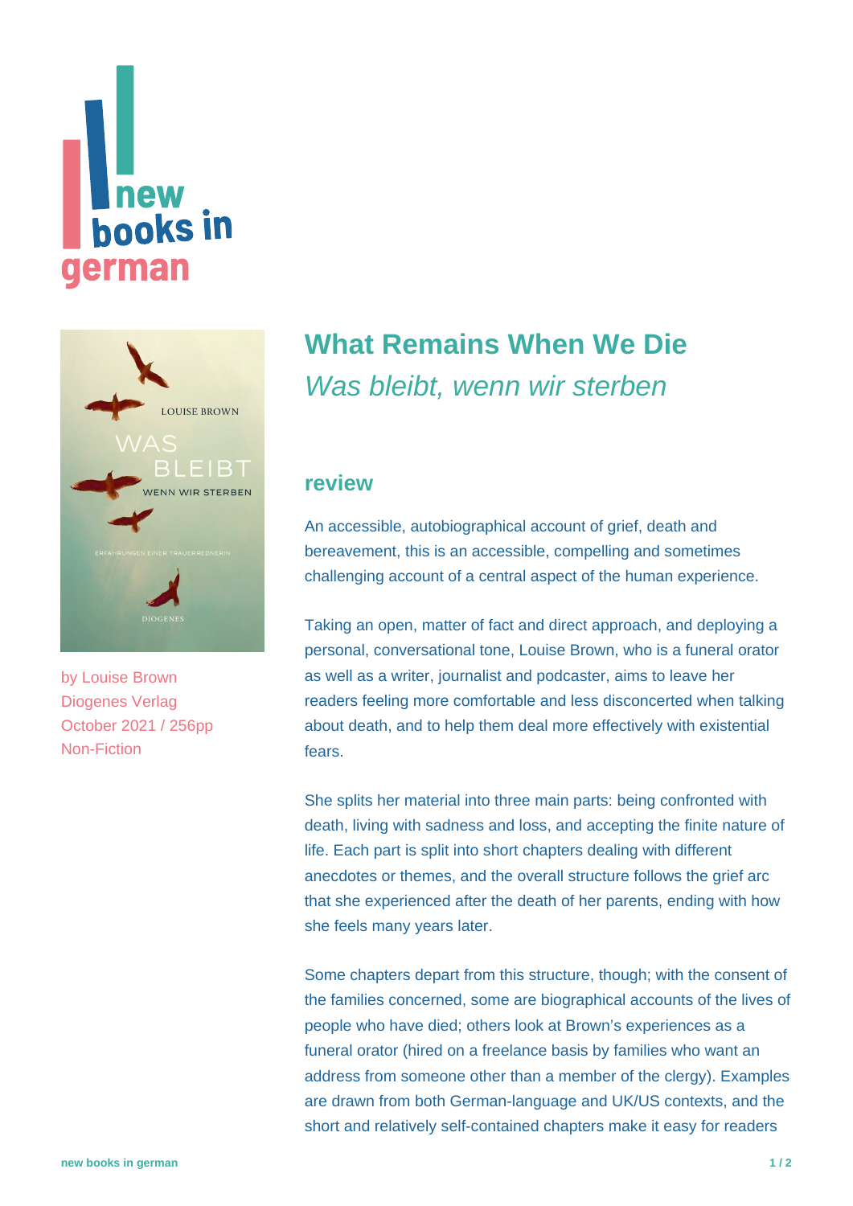# What Remains When We Die

*Was bleibt, wenn wir sterben*

by Louise Brown
Diogenes Verlag
October 2021 / 256pp
Non-Fiction

## review

An accessible, autobiographical account of grief, death and bereavement, this is an accessible, compelling and sometimes challenging account of a central aspect of the human experience.

Taking an open, matter of fact and direct approach, and deploying a personal, conversational tone, Louise Brown, who is a funeral orator as well as a writer, journalist and podcaster, aims to leave her readers feeling more comfortable and less disconcerted when talking about death, and to help them deal more effectively with existential fears.

She splits her material into three main parts: being confronted with death, living with sadness and loss, and accepting the finite nature of life. Each part is split into short chapters dealing with different anecdotes or themes, and the overall structure follows the grief arc that she experienced after the death of her parents, ending with how she feels many years later.

Some chapters depart from this structure, though; with the consent of the families concerned, some are biographical accounts of the lives of people who have died; others look at Brown's experiences as a funeral orator (hired on a freelance basis by families who want an address from someone other than a member of the clergy). Examples are drawn from both German-language and UK/US contexts, and the short and relatively self-contained chapters make it easy for readers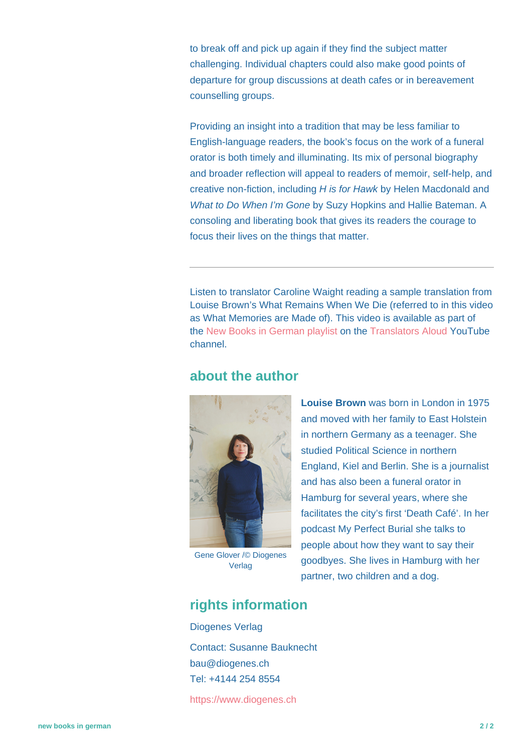to break off and pick up again if they find the subject matter challenging. Individual chapters could also make good points of departure for group discussions at death cafes or in bereavement counselling groups.

Providing an insight into a tradition that may be less familiar to English-language readers, the book's focus on the work of a funeral orator is both timely and illuminating. Its mix of personal biography and broader reflection will appeal to readers of memoir, self-help, and creative non-fiction, including *H is for Hawk* by Helen Macdonald and *What to Do When I'm Gone* by Suzy Hopkins and Hallie Bateman. A consoling and liberating book that gives its readers the courage to focus their lives on the things that matter.

---

Listen to translator Caroline Waight reading a sample translation from Louise Brown's What Remains When We Die (referred to in this video as What Memories are Made of). This video is available as part of the New Books in German playlist on the Translators Aloud YouTube channel.

## about the author

Gene Glover /© Diogenes Verlag

**Louise Brown** was born in London in 1975 and moved with her family to East Holstein in northern Germany as a teenager. She studied Political Science in northern England, Kiel and Berlin. She is a journalist and has also been a funeral orator in Hamburg for several years, where she facilitates the city's first 'Death Café'. In her podcast My Perfect Burial she talks to people about how they want to say their goodbyes. She lives in Hamburg with her partner, two children and a dog.

## rights information

Diogenes Verlag

Contact: Susanne Bauknecht
bau@diogenes.ch
Tel: +4144 254 8554

https://www.diogenes.ch